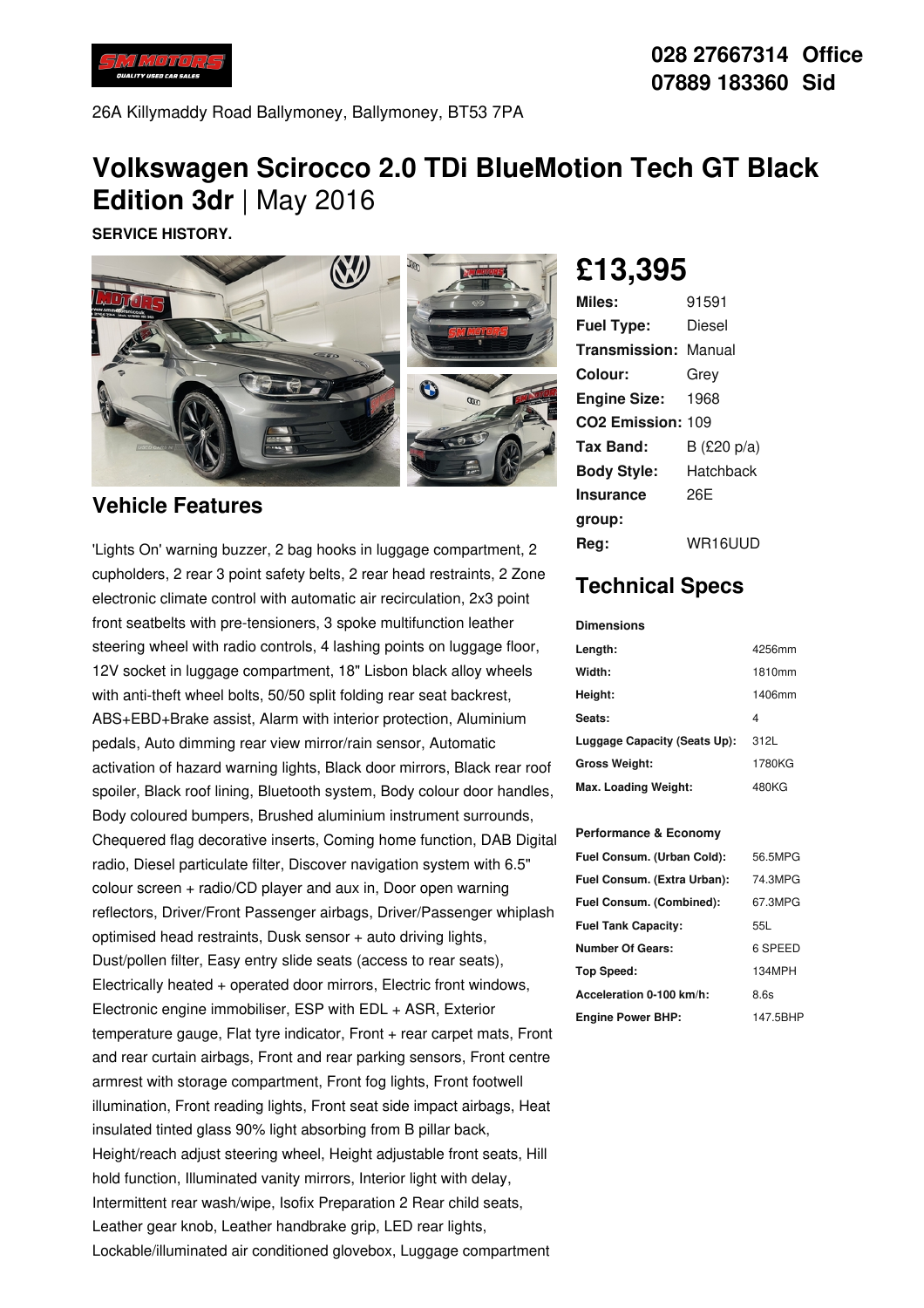028 27667314 Office
07889 183360 Sid

26A Killymaddy Road Ballymoney, Ballymoney, BT53 7PA

# Volkswagen Scirocco 2.0 TDi BlueMotion Tech GT Black Edition 3dr | May 2016

**SERVICE HISTORY.**

## £13,395

| | |
|---|---|
| **Miles:** | 91591 |
| **Fuel Type:** | Diesel |
| **Transmission:** | Manual |
| **Colour:** | Grey |
| **Engine Size:** | 1968 |
| **CO2 Emission:** | 109 |
| **Tax Band:** | B (£20 p/a) |
| **Body Style:** | Hatchback |
| **Insurance group:** | 26E |
| **Reg:** | WR16UUD |

## Technical Specs

**Dimensions**

| | |
|---|---|
| **Length:** | 4256mm |
| **Width:** | 1810mm |
| **Height:** | 1406mm |
| **Seats:** | 4 |
| **Luggage Capacity (Seats Up):** | 312L |
| **Gross Weight:** | 1780KG |
| **Max. Loading Weight:** | 480KG |

**Performance & Economy**

| | |
|---|---|
| **Fuel Consum. (Urban Cold):** | 56.5MPG |
| **Fuel Consum. (Extra Urban):** | 74.3MPG |
| **Fuel Consum. (Combined):** | 67.3MPG |
| **Fuel Tank Capacity:** | 55L |
| **Number Of Gears:** | 6 SPEED |
| **Top Speed:** | 134MPH |
| **Acceleration 0-100 km/h:** | 8.6s |
| **Engine Power BHP:** | 147.5BHP |

## Vehicle Features

'Lights On' warning buzzer, 2 bag hooks in luggage compartment, 2 cupholders, 2 rear 3 point safety belts, 2 rear head restraints, 2 Zone electronic climate control with automatic air recirculation, 2x3 point front seatbelts with pre-tensioners, 3 spoke multifunction leather steering wheel with radio controls, 4 lashing points on luggage floor, 12V socket in luggage compartment, 18" Lisbon black alloy wheels with anti-theft wheel bolts, 50/50 split folding rear seat backrest, ABS+EBD+Brake assist, Alarm with interior protection, Aluminium pedals, Auto dimming rear view mirror/rain sensor, Automatic activation of hazard warning lights, Black door mirrors, Black rear roof spoiler, Black roof lining, Bluetooth system, Body colour door handles, Body coloured bumpers, Brushed aluminium instrument surrounds, Chequered flag decorative inserts, Coming home function, DAB Digital radio, Diesel particulate filter, Discover navigation system with 6.5" colour screen + radio/CD player and aux in, Door open warning reflectors, Driver/Front Passenger airbags, Driver/Passenger whiplash optimised head restraints, Dusk sensor + auto driving lights, Dust/pollen filter, Easy entry slide seats (access to rear seats), Electrically heated + operated door mirrors, Electric front windows, Electronic engine immobiliser, ESP with EDL + ASR, Exterior temperature gauge, Flat tyre indicator, Front + rear carpet mats, Front and rear curtain airbags, Front and rear parking sensors, Front centre armrest with storage compartment, Front fog lights, Front footwell illumination, Front reading lights, Front seat side impact airbags, Heat insulated tinted glass 90% light absorbing from B pillar back, Height/reach adjust steering wheel, Height adjustable front seats, Hill hold function, Illuminated vanity mirrors, Interior light with delay, Intermittent rear wash/wipe, Isofix Preparation 2 Rear child seats, Leather gear knob, Leather handbrake grip, LED rear lights, Lockable/illuminated air conditioned glovebox, Luggage compartment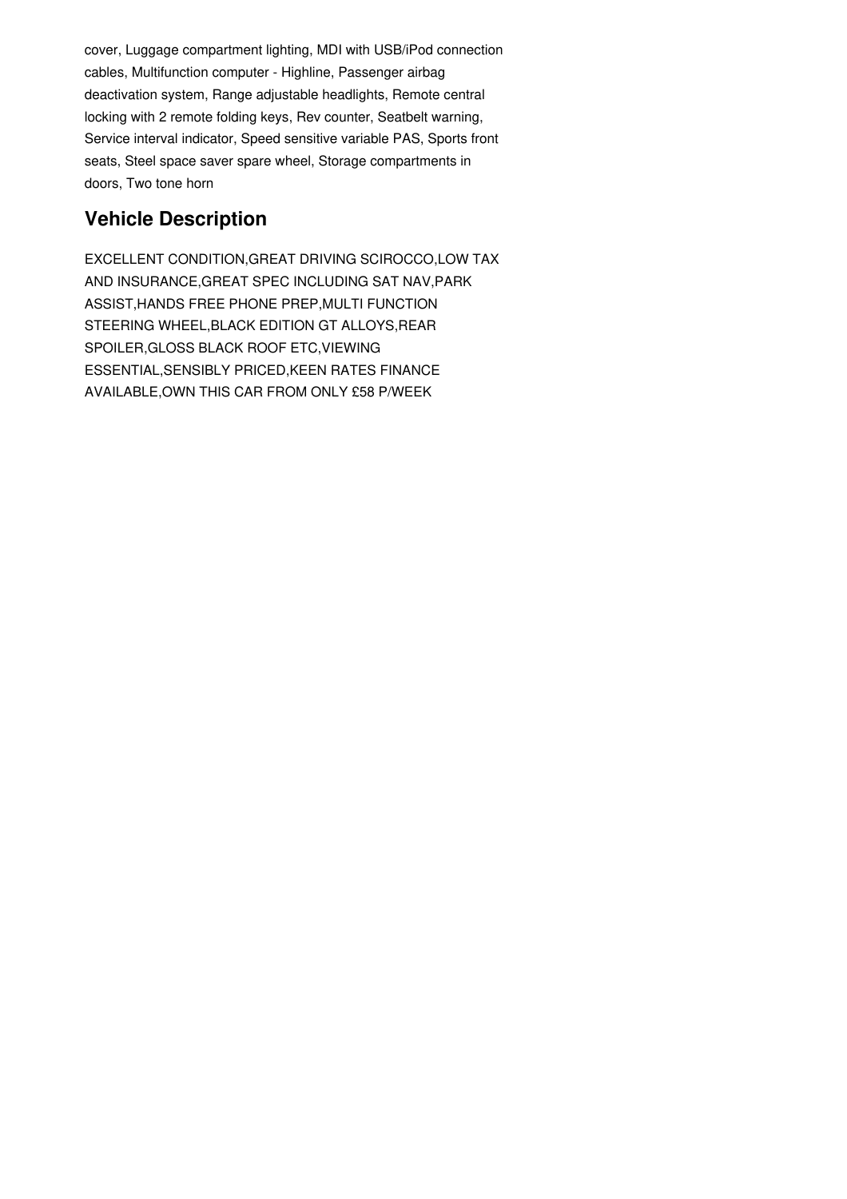cover, Luggage compartment lighting, MDI with USB/iPod connection cables, Multifunction computer - Highline, Passenger airbag deactivation system, Range adjustable headlights, Remote central locking with 2 remote folding keys, Rev counter, Seatbelt warning, Service interval indicator, Speed sensitive variable PAS, Sports front seats, Steel space saver spare wheel, Storage compartments in doors, Two tone horn

## Vehicle Description

EXCELLENT CONDITION,GREAT DRIVING SCIROCCO,LOW TAX AND INSURANCE,GREAT SPEC INCLUDING SAT NAV,PARK ASSIST,HANDS FREE PHONE PREP,MULTI FUNCTION STEERING WHEEL,BLACK EDITION GT ALLOYS,REAR SPOILER,GLOSS BLACK ROOF ETC,VIEWING ESSENTIAL,SENSIBLY PRICED,KEEN RATES FINANCE AVAILABLE,OWN THIS CAR FROM ONLY £58 P/WEEK